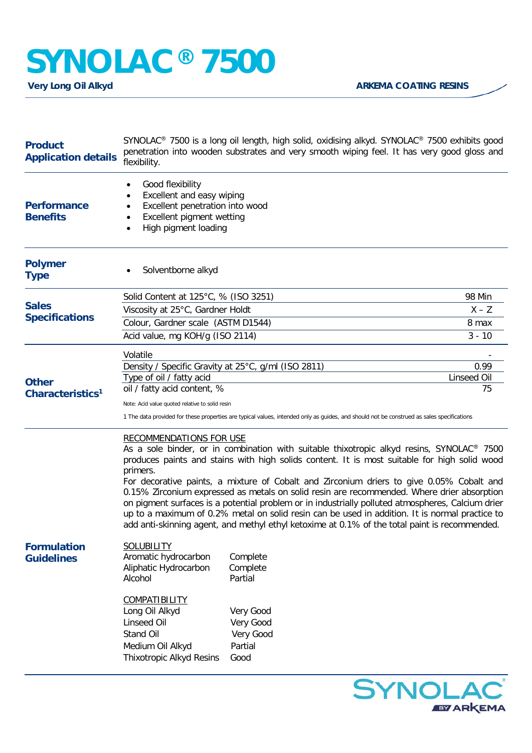# SYNOLAC® 7500

**Very Long Oil Alkyd**

**ARKEMA COATING RESINS**

## Product Application details

SYNOLAC® 7500 is a long oil length, high solid, oxidising alkyd. SYNOLAC® 7500 exhibits good penetration into wooden substrates and very smooth wiping feel. It has very good gloss and flexibility.

## Performance Benefits

- Good flexibility
- Excellent and easy wiping
- Excellent penetration into wood
- Excellent pigment wetting
- High pigment loading

## Polymer Type

- Solventborne alkyd

## Sales Specifications

| Property | Value |
|---|---|
| Solid Content at 125°C, % (ISO 3251) | 98 Min |
| Viscosity at 25°C, Gardner Holdt | X – Z |
| Colour, Gardner scale (ASTM D1544) | 8 max |
| Acid value, mg KOH/g (ISO 2114) | 3 - 10 |

## Other Characteristics[1]

| Property | Value |
|---|---|
| Volatile | - |
| Density / Specific Gravity at 25°C, g/ml (ISO 2811) | 0.99 |
| Type of oil / fatty acid | Linseed Oil |
| oil / fatty acid content, % | 75 |

Note: Acid value quoted relative to solid resin

1 The data provided for these properties are typical values, intended only as guides, and should not be construed as sales specifications

## Formulation Guidelines

RECOMMENDATIONS FOR USE

As a sole binder, or in combination with suitable thixotropic alkyd resins, SYNOLAC® 7500 produces paints and stains with high solids content. It is most suitable for high solid wood primers.

For decorative paints, a mixture of Cobalt and Zirconium driers to give 0.05% Cobalt and 0.15% Zirconium expressed as metals on solid resin are recommended. Where drier absorption on pigment surfaces is a potential problem or in industrially polluted atmospheres, Calcium drier up to a maximum of 0.2% metal on solid resin can be used in addition. It is normal practice to add anti-skinning agent, and methyl ethyl ketoxime at 0.1% of the total paint is recommended.

SOLUBILITY

| Solvent | Solubility |
|---|---|
| Aromatic hydrocarbon | Complete |
| Aliphatic Hydrocarbon | Complete |
| Alcohol | Partial |

COMPATIBILITY

| Material | Compatibility |
|---|---|
| Long Oil Alkyd | Very Good |
| Linseed Oil | Very Good |
| Stand Oil | Very Good |
| Medium Oil Alkyd | Partial |
| Thixotropic Alkyd Resins | Good |

SYNOLAC® BY ARKEMA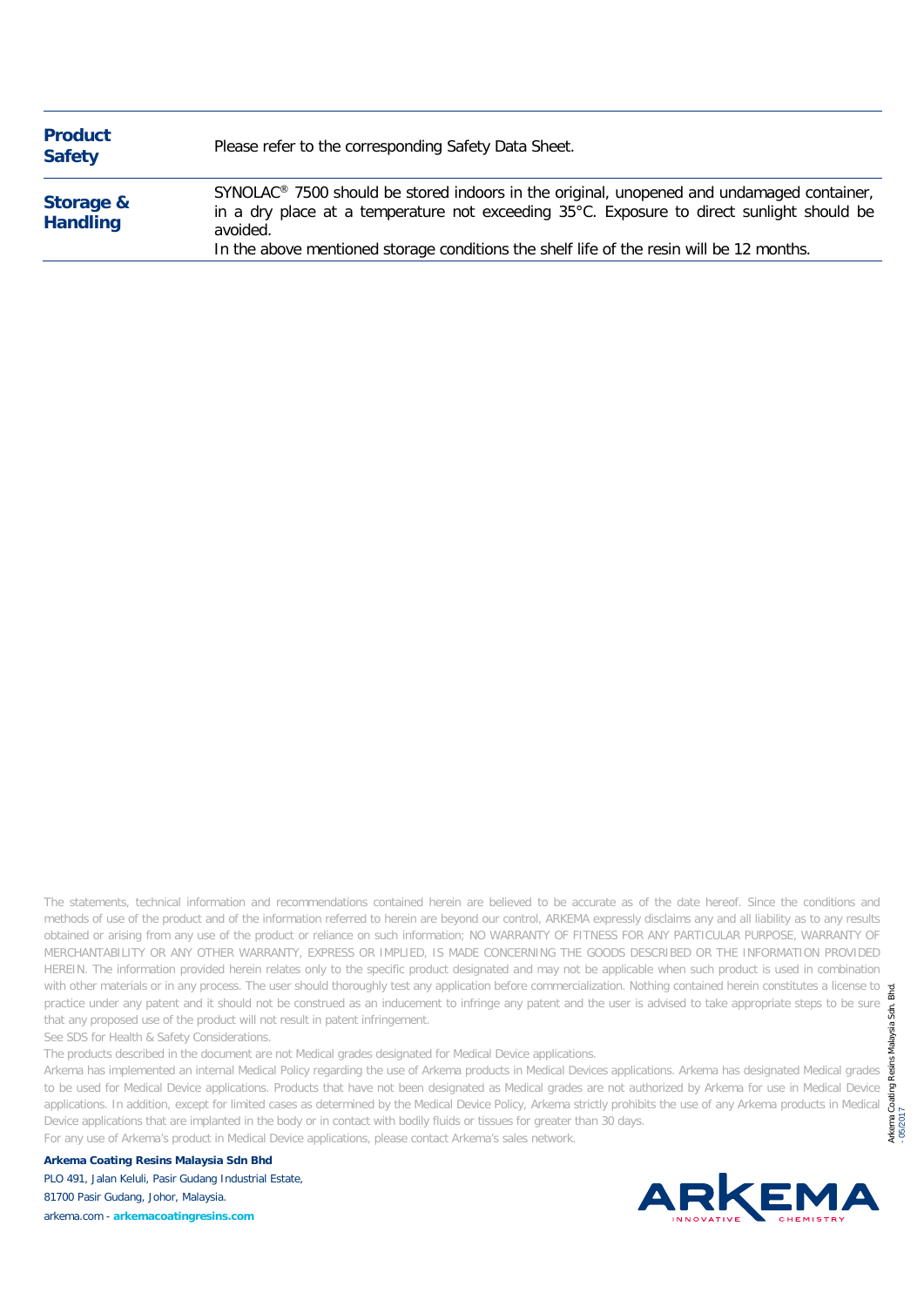| | |
|---|---|
| **Product Safety** | Please refer to the corresponding Safety Data Sheet. |
| **Storage & Handling** | SYNOLAC® 7500 should be stored indoors in the original, unopened and undamaged container, in a dry place at a temperature not exceeding 35°C. Exposure to direct sunlight should be avoided. In the above mentioned storage conditions the shelf life of the resin will be 12 months. |

The statements, technical information and recommendations contained herein are believed to be accurate as of the date hereof. Since the conditions and methods of use of the product and of the information referred to herein are beyond our control, ARKEMA expressly disclaims any and all liability as to any results obtained or arising from any use of the product or reliance on such information; NO WARRANTY OF FITNESS FOR ANY PARTICULAR PURPOSE, WARRANTY OF MERCHANTABILITY OR ANY OTHER WARRANTY, EXPRESS OR IMPLIED, IS MADE CONCERNING THE GOODS DESCRIBED OR THE INFORMATION PROVIDED HEREIN. The information provided herein relates only to the specific product designated and may not be applicable when such product is used in combination with other materials or in any process. The user should thoroughly test any application before commercialization. Nothing contained herein constitutes a license to practice under any patent and it should not be construed as an inducement to infringe any patent and the user is advised to take appropriate steps to be sure that any proposed use of the product will not result in patent infringement.

See SDS for Health & Safety Considerations.

The products described in the document are not Medical grades designated for Medical Device applications.

Arkema has implemented an internal Medical Policy regarding the use of Arkema products in Medical Devices applications. Arkema has designated Medical grades to be used for Medical Device applications. Products that have not been designated as Medical grades are not authorized by Arkema for use in Medical Device applications. In addition, except for limited cases as determined by the Medical Device Policy, Arkema strictly prohibits the use of any Arkema products in Medical Device applications that are implanted in the body or in contact with bodily fluids or tissues for greater than 30 days.

For any use of Arkema's product in Medical Device applications, please contact Arkema's sales network.

**Arkema Coating Resins Malaysia Sdn Bhd**
PLO 491, Jalan Keluli, Pasir Gudang Industrial Estate,
81700 Pasir Gudang, Johor, Malaysia.
arkema.com - **arkemacoatingresins.com**

Arkema Coating Resins Malaysia Sdn. Bhd. - 05/2017

ARKEMA INNOVATIVE CHEMISTRY